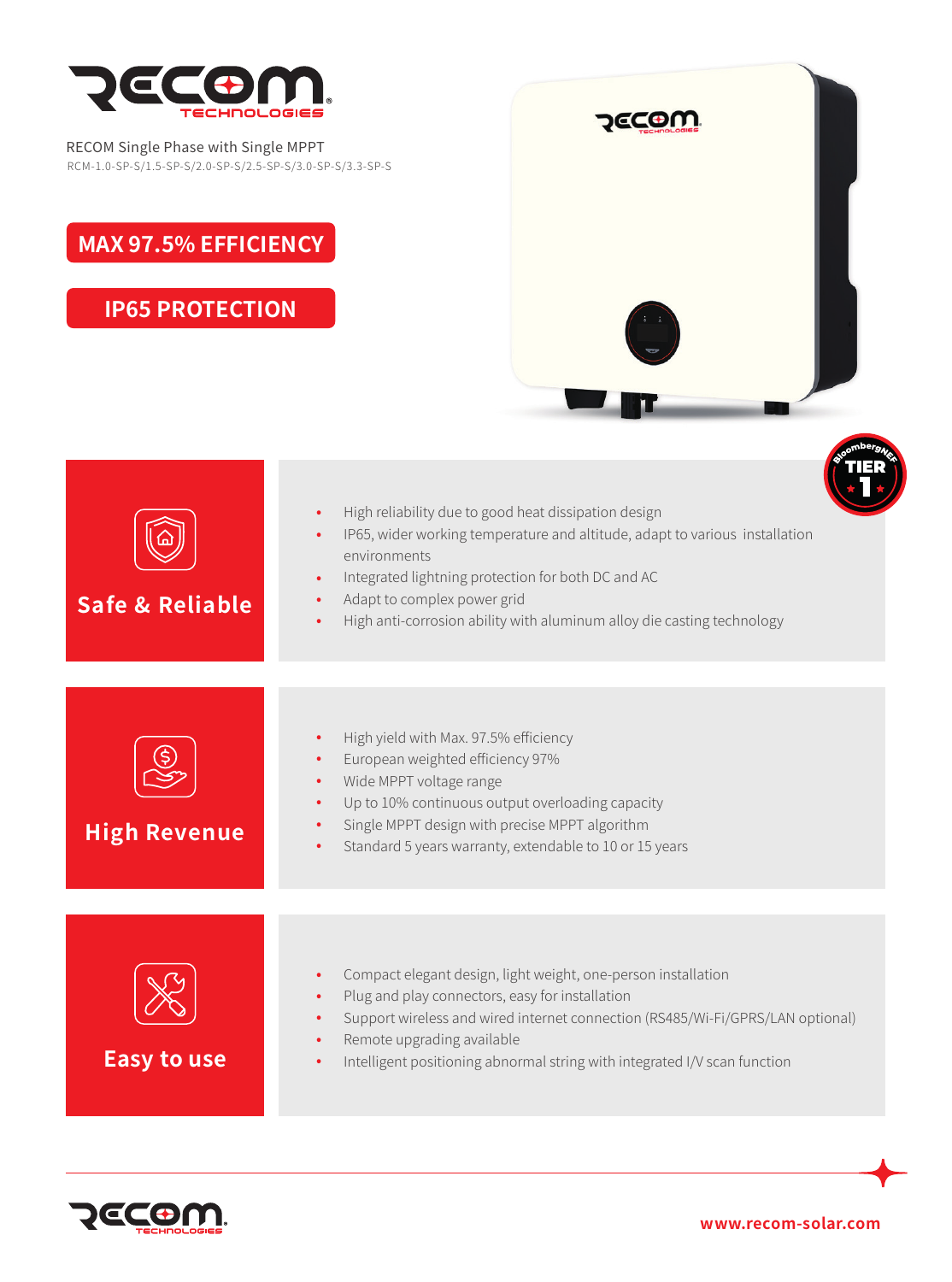RECOM Single Phase with Single MPPT

RCM-1.0-SP-S/1.5-SP-S/2.0-SP-S/2.5-SP-S/3.0-SP-S/3.3-SP-S

**MAX 97.5% EFFICIENCY**

**IP65 PROTECTION**

BloombergNEF TIER 1

## Safe & Reliable

- High reliability due to good heat dissipation design
- IP65, wider working temperature and altitude, adapt to various installation environments
- Integrated lightning protection for both DC and AC
- Adapt to complex power grid
- High anti-corrosion ability with aluminum alloy die casting technology

## High Revenue

- High yield with Max. 97.5% efficiency
- European weighted efficiency 97%
- Wide MPPT voltage range
- Up to 10% continuous output overloading capacity
- Single MPPT design with precise MPPT algorithm
- Standard 5 years warranty, extendable to 10 or 15 years

## Easy to use

- Compact elegant design, light weight, one-person installation
- Plug and play connectors, easy for installation
- Support wireless and wired internet connection (RS485/Wi-Fi/GPRS/LAN optional)
- Remote upgrading available
- Intelligent positioning abnormal string with integrated I/V scan function

www.recom-solar.com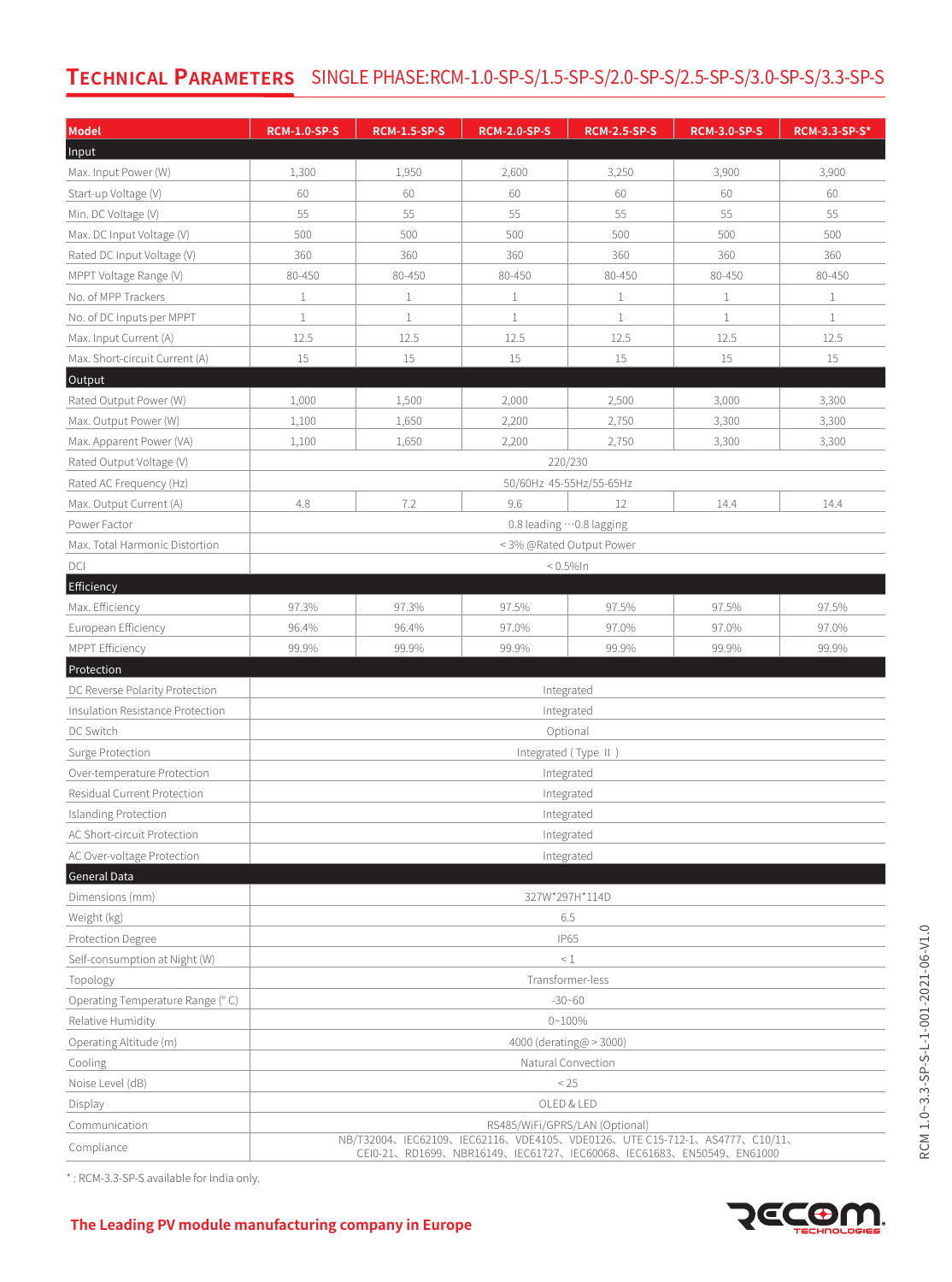# TECHNICAL PARAMETERS SINGLE PHASE:RCM-1.0-SP-S/1.5-SP-S/2.0-SP-S/2.5-SP-S/3.0-SP-S/3.3-SP-S

| Model | RCM-1.0-SP-S | RCM-1.5-SP-S | RCM-2.0-SP-S | RCM-2.5-SP-S | RCM-3.0-SP-S | RCM-3.3-SP-S* |
|---|---|---|---|---|---|---|
| **Input** | | | | | | |
| Max. Input Power (W) | 1,300 | 1,950 | 2,600 | 3,250 | 3,900 | 3,900 |
| Start-up Voltage (V) | 60 | 60 | 60 | 60 | 60 | 60 |
| Min. DC Voltage (V) | 55 | 55 | 55 | 55 | 55 | 55 |
| Max. DC Input Voltage (V) | 500 | 500 | 500 | 500 | 500 | 500 |
| Rated DC Input Voltage (V) | 360 | 360 | 360 | 360 | 360 | 360 |
| MPPT Voltage Range (V) | 80-450 | 80-450 | 80-450 | 80-450 | 80-450 | 80-450 |
| No. of MPP Trackers | 1 | 1 | 1 | 1 | 1 | 1 |
| No. of DC Inputs per MPPT | 1 | 1 | 1 | 1 | 1 | 1 |
| Max. Input Current (A) | 12.5 | 12.5 | 12.5 | 12.5 | 12.5 | 12.5 |
| Max. Short-circuit Current (A) | 15 | 15 | 15 | 15 | 15 | 15 |
| **Output** | | | | | | |
| Rated Output Power (W) | 1,000 | 1,500 | 2,000 | 2,500 | 3,000 | 3,300 |
| Max. Output Power (W) | 1,100 | 1,650 | 2,200 | 2,750 | 3,300 | 3,300 |
| Max. Apparent Power (VA) | 1,100 | 1,650 | 2,200 | 2,750 | 3,300 | 3,300 |
| Rated Output Voltage (V) | 220/230 | | | | | |
| Rated AC Frequency (Hz) | 50/60Hz 45-55Hz/55-65Hz | | | | | |
| Max. Output Current (A) | 4.8 | 7.2 | 9.6 | 12 | 14.4 | 14.4 |
| Power Factor | 0.8 leading …0.8 lagging | | | | | |
| Max. Total Harmonic Distortion | <3% @Rated Output Power | | | | | |
| DCI | <0.5%In | | | | | |
| **Efficiency** | | | | | | |
| Max. Efficiency | 97.3% | 97.3% | 97.5% | 97.5% | 97.5% | 97.5% |
| European Efficiency | 96.4% | 96.4% | 97.0% | 97.0% | 97.0% | 97.0% |
| MPPT Efficiency | 99.9% | 99.9% | 99.9% | 99.9% | 99.9% | 99.9% |
| **Protection** | | | | | | |
| DC Reverse Polarity Protection | Integrated | | | | | |
| Insulation Resistance Protection | Integrated | | | | | |
| DC Switch | Optional | | | | | |
| Surge Protection | Integrated ( Type II ) | | | | | |
| Over-temperature Protection | Integrated | | | | | |
| Residual Current Protection | Integrated | | | | | |
| Islanding Protection | Integrated | | | | | |
| AC Short-circuit Protection | Integrated | | | | | |
| AC Over-voltage Protection | Integrated | | | | | |
| **General Data** | | | | | | |
| Dimensions (mm) | 327W*297H*114D | | | | | |
| Weight (kg) | 6.5 | | | | | |
| Protection Degree | IP65 | | | | | |
| Self-consumption at Night (W) | <1 | | | | | |
| Topology | Transformer-less | | | | | |
| Operating Temperature Range (° C) | -30~60 | | | | | |
| Relative Humidity | 0~100% | | | | | |
| Operating Altitude (m) | 4000 (derating@>3000) | | | | | |
| Cooling | Natural Convection | | | | | |
| Noise Level (dB) | <25 | | | | | |
| Display | OLED & LED | | | | | |
| Communication | RS485/WiFi/GPRS/LAN (Optional) | | | | | |
| Compliance | NB/T32004、IEC62109、IEC62116、VDE4105、VDE0126、UTE C15-712-1、AS4777、C10/11、CEI0-21、RD1699、NBR16149、IEC61727、IEC60068、IEC61683、EN50549、EN61000 | | | | | |

* : RCM-3.3-SP-S available for India only.

RCM 1.0~3.3-SP-S-L-1-001-2021-06-V1.0

**The Leading PV module manufacturing company in Europe**

RECOM TECHNOLOGIES